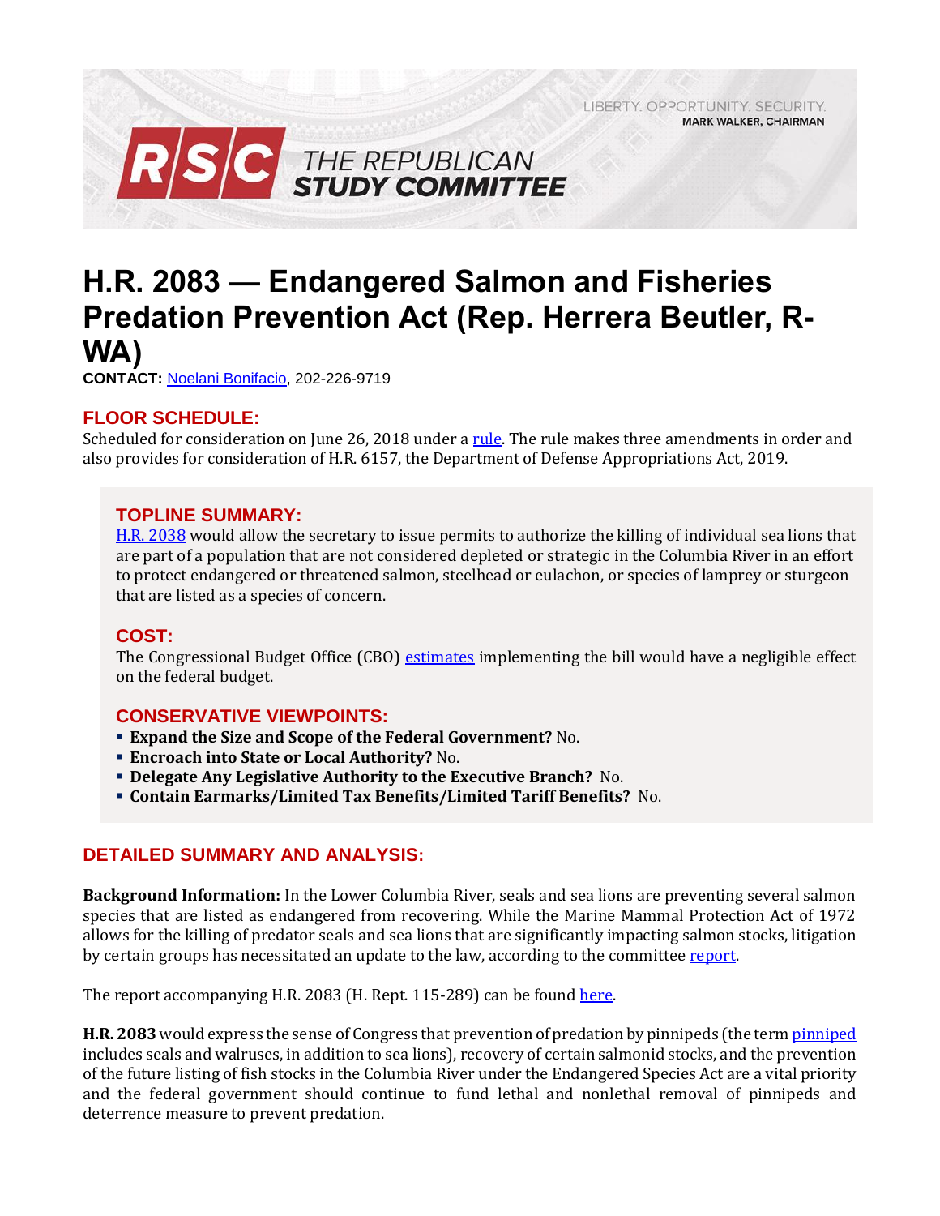LIBERTY. OPPORTUNITY. SECURITY.
MARK WALKER, CHAIRMAN

RSC THE REPUBLICAN STUDY COMMITTEE

# H.R. 2083 — Endangered Salmon and Fisheries Predation Prevention Act (Rep. Herrera Beutler, R-WA)

**CONTACT:** Noelani Bonifacio, 202-226-9719

## FLOOR SCHEDULE:

Scheduled for consideration on June 26, 2018 under a rule. The rule makes three amendments in order and also provides for consideration of H.R. 6157, the Department of Defense Appropriations Act, 2019.

## TOPLINE SUMMARY:

H.R. 2038 would allow the secretary to issue permits to authorize the killing of individual sea lions that are part of a population that are not considered depleted or strategic in the Columbia River in an effort to protect endangered or threatened salmon, steelhead or eulachon, or species of lamprey or sturgeon that are listed as a species of concern.

## COST:

The Congressional Budget Office (CBO) estimates implementing the bill would have a negligible effect on the federal budget.

## CONSERVATIVE VIEWPOINTS:

- **Expand the Size and Scope of the Federal Government?** No.
- **Encroach into State or Local Authority?** No.
- **Delegate Any Legislative Authority to the Executive Branch?** No.
- **Contain Earmarks/Limited Tax Benefits/Limited Tariff Benefits?** No.

## DETAILED SUMMARY AND ANALYSIS:

**Background Information:** In the Lower Columbia River, seals and sea lions are preventing several salmon species that are listed as endangered from recovering. While the Marine Mammal Protection Act of 1972 allows for the killing of predator seals and sea lions that are significantly impacting salmon stocks, litigation by certain groups has necessitated an update to the law, according to the committee report.

The report accompanying H.R. 2083 (H. Rept. 115-289) can be found here.

**H.R. 2083** would express the sense of Congress that prevention of predation by pinnipeds (the term pinniped includes seals and walruses, in addition to sea lions), recovery of certain salmonid stocks, and the prevention of the future listing of fish stocks in the Columbia River under the Endangered Species Act are a vital priority and the federal government should continue to fund lethal and nonlethal removal of pinnipeds and deterrence measure to prevent predation.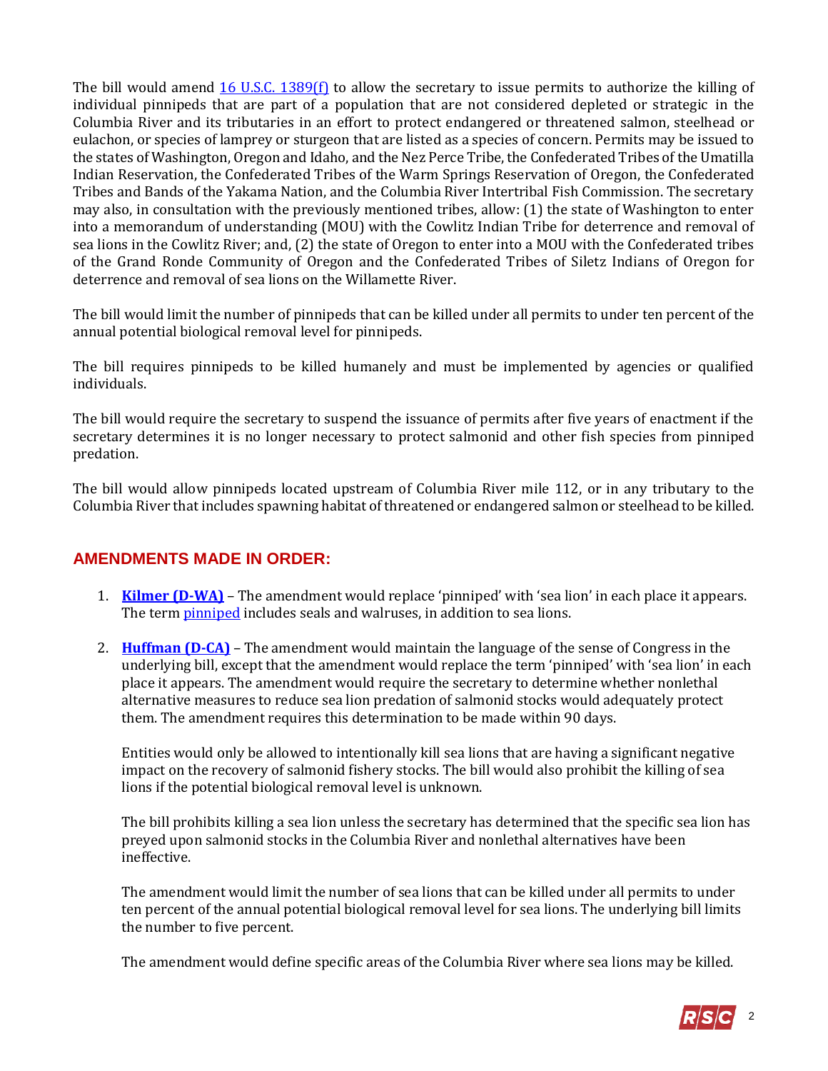The bill would amend [16 U.S.C. 1389(f)](https://www.law.cornell.edu/uscode/text/16/1389) to allow the secretary to issue permits to authorize the killing of individual pinnipeds that are part of a population that are not considered depleted or strategic in the Columbia River and its tributaries in an effort to protect endangered or threatened salmon, steelhead or eulachon, or species of lamprey or sturgeon that are listed as a species of concern. Permits may be issued to the states of Washington, Oregon and Idaho, and the Nez Perce Tribe, the Confederated Tribes of the Umatilla Indian Reservation, the Confederated Tribes of the Warm Springs Reservation of Oregon, the Confederated Tribes and Bands of the Yakama Nation, and the Columbia River Intertribal Fish Commission. The secretary may also, in consultation with the previously mentioned tribes, allow: (1) the state of Washington to enter into a memorandum of understanding (MOU) with the Cowlitz Indian Tribe for deterrence and removal of sea lions in the Cowlitz River; and, (2) the state of Oregon to enter into a MOU with the Confederated tribes of the Grand Ronde Community of Oregon and the Confederated Tribes of Siletz Indians of Oregon for deterrence and removal of sea lions on the Willamette River.

The bill would limit the number of pinnipeds that can be killed under all permits to under ten percent of the annual potential biological removal level for pinnipeds.

The bill requires pinnipeds to be killed humanely and must be implemented by agencies or qualified individuals.

The bill would require the secretary to suspend the issuance of permits after five years of enactment if the secretary determines it is no longer necessary to protect salmonid and other fish species from pinniped predation.

The bill would allow pinnipeds located upstream of Columbia River mile 112, or in any tributary to the Columbia River that includes spawning habitat of threatened or endangered salmon or steelhead to be killed.

## AMENDMENTS MADE IN ORDER:

1. **Kilmer (D-WA)** – The amendment would replace 'pinniped' with 'sea lion' in each place it appears. The term pinniped includes seals and walruses, in addition to sea lions.

2. **Huffman (D-CA)** – The amendment would maintain the language of the sense of Congress in the underlying bill, except that the amendment would replace the term 'pinniped' with 'sea lion' in each place it appears. The amendment would require the secretary to determine whether nonlethal alternative measures to reduce sea lion predation of salmonid stocks would adequately protect them. The amendment requires this determination to be made within 90 days.

   Entities would only be allowed to intentionally kill sea lions that are having a significant negative impact on the recovery of salmonid fishery stocks. The bill would also prohibit the killing of sea lions if the potential biological removal level is unknown.

   The bill prohibits killing a sea lion unless the secretary has determined that the specific sea lion has preyed upon salmonid stocks in the Columbia River and nonlethal alternatives have been ineffective.

   The amendment would limit the number of sea lions that can be killed under all permits to under ten percent of the annual potential biological removal level for sea lions. The underlying bill limits the number to five percent.

   The amendment would define specific areas of the Columbia River where sea lions may be killed.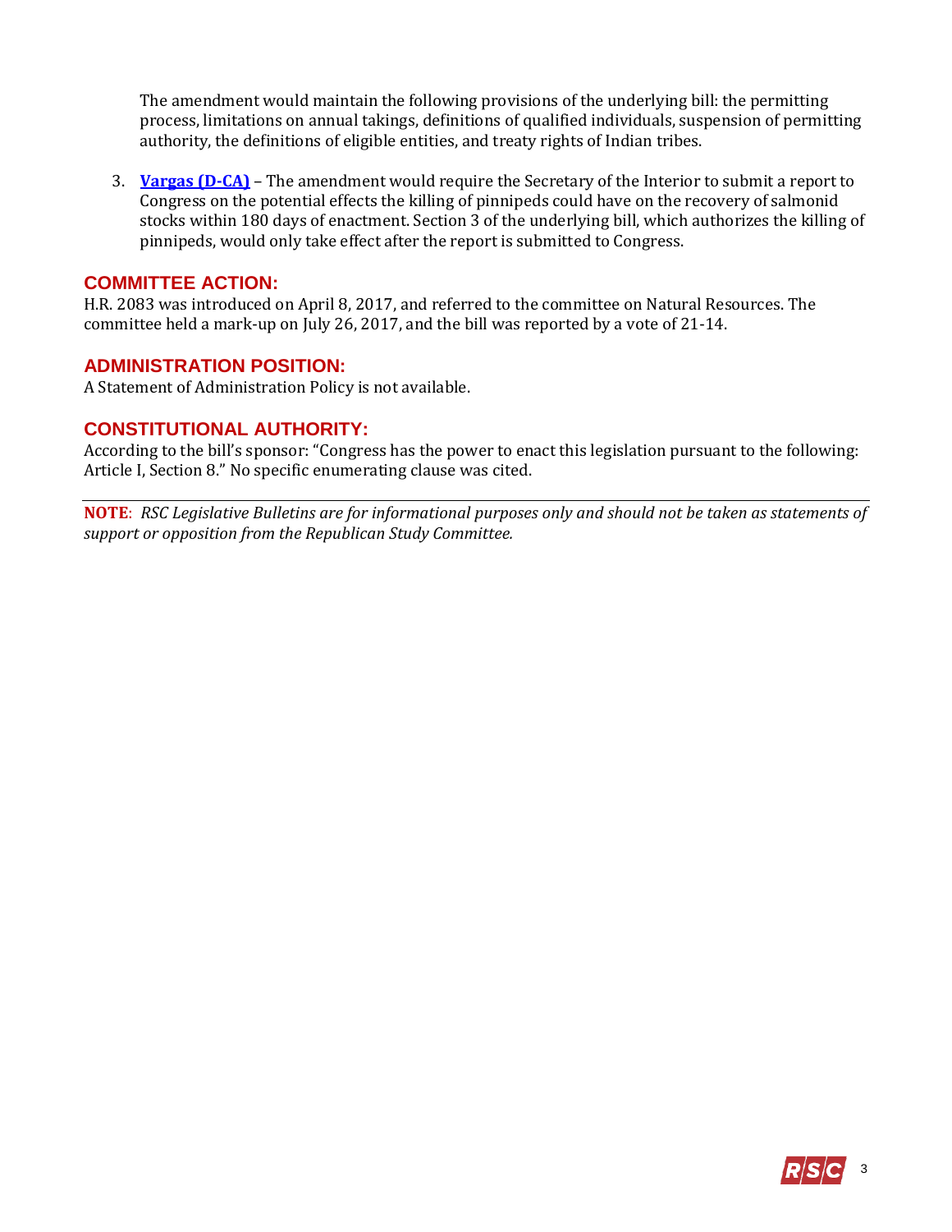The amendment would maintain the following provisions of the underlying bill: the permitting process, limitations on annual takings, definitions of qualified individuals, suspension of permitting authority, the definitions of eligible entities, and treaty rights of Indian tribes.

3. **Vargas (D-CA)** – The amendment would require the Secretary of the Interior to submit a report to Congress on the potential effects the killing of pinnipeds could have on the recovery of salmonid stocks within 180 days of enactment. Section 3 of the underlying bill, which authorizes the killing of pinnipeds, would only take effect after the report is submitted to Congress.

## COMMITTEE ACTION:

H.R. 2083 was introduced on April 8, 2017, and referred to the committee on Natural Resources. The committee held a mark-up on July 26, 2017, and the bill was reported by a vote of 21-14.

## ADMINISTRATION POSITION:

A Statement of Administration Policy is not available.

## CONSTITUTIONAL AUTHORITY:

According to the bill's sponsor: "Congress has the power to enact this legislation pursuant to the following: Article I, Section 8." No specific enumerating clause was cited.

---

**NOTE**: *RSC Legislative Bulletins are for informational purposes only and should not be taken as statements of support or opposition from the Republican Study Committee.*